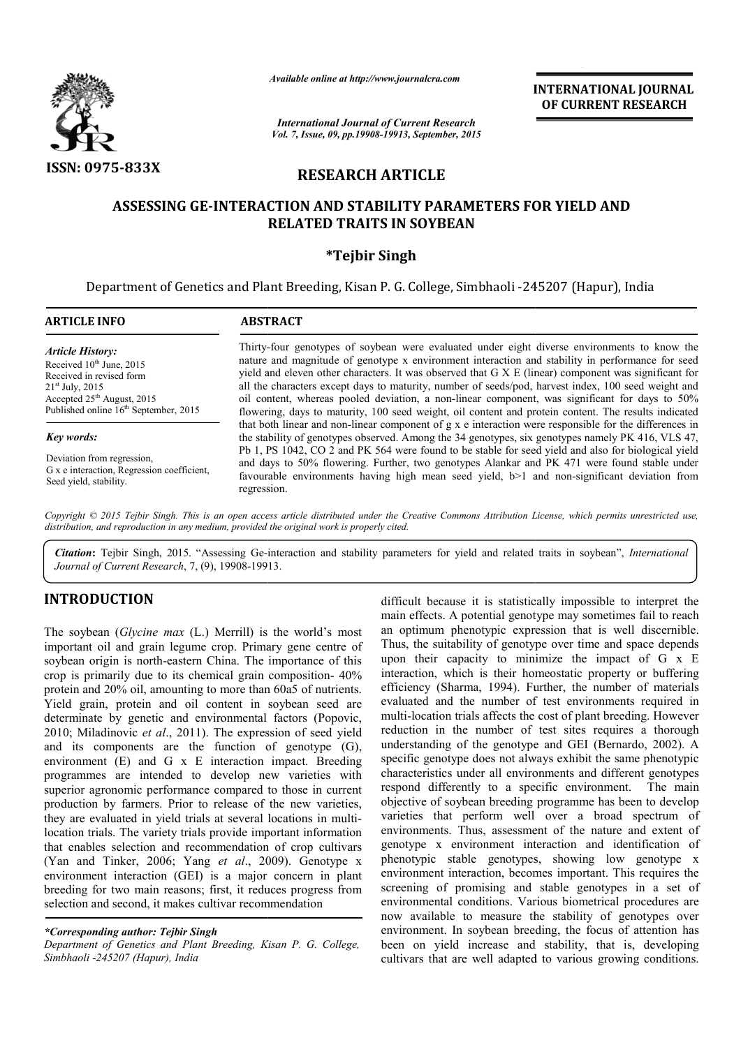ISSN: 0975-833X

*Available online at http://www.journalcra.com*

*International Journal of Current Research*
*Vol. 7, Issue, 09, pp.19908-19913, September, 2015*

**INTERNATIONAL JOURNAL OF CURRENT RESEARCH**

## RESEARCH ARTICLE

# ASSESSING GE-INTERACTION AND STABILITY PARAMETERS FOR YIELD AND RELATED TRAITS IN SOYBEAN

**\*Tejbir Singh**

Department of Genetics and Plant Breeding, Kisan P. G. College, Simbhaoli -245207 (Hapur), India

**ARTICLE INFO**

*Article History:*
Received 10th June, 2015
Received in revised form
21st July, 2015
Accepted 25th August, 2015
Published online 16th September, 2015

*Key words:*
Deviation from regression,
G x e interaction, Regression coefficient,
Seed yield, stability.

**ABSTRACT**

Thirty-four genotypes of soybean were evaluated under eight diverse environments to know the nature and magnitude of genotype x environment interaction and stability in performance for seed yield and eleven other characters. It was observed that G X E (linear) component was significant for all the characters except days to maturity, number of seeds/pod, harvest index, 100 seed weight and oil content, whereas pooled deviation, a non-linear component, was significant for days to 50% flowering, days to maturity, 100 seed weight, oil content and protein content. The results indicated that both linear and non-linear component of g x e interaction were responsible for the differences in the stability of genotypes observed. Among the 34 genotypes, six genotypes namely PK 416, VLS 47, Pb 1, PS 1042, CO 2 and PK 564 were found to be stable for seed yield and also for biological yield and days to 50% flowering. Further, two genotypes Alankar and PK 471 were found stable under favourable environments having high mean seed yield, b>1 and non-significant deviation from regression.

*Copyright © 2015 Tejbir Singh. This is an open access article distributed under the Creative Commons Attribution License, which permits unrestricted use, distribution, and reproduction in any medium, provided the original work is properly cited.*

***Citation*****:** Tejbir Singh, 2015. "Assessing Ge-interaction and stability parameters for yield and related traits in soybean", *International Journal of Current Research*, 7, (9), 19908-19913.

## INTRODUCTION

The soybean (*Glycine max* (L.) Merrill) is the world's most important oil and grain legume crop. Primary gene centre of soybean origin is north-eastern China. The importance of this crop is primarily due to its chemical grain composition- 40% protein and 20% oil, amounting to more than 60a5 of nutrients. Yield grain, protein and oil content in soybean seed are determinate by genetic and environmental factors (Popovic, 2010; Miladinovic *et al*., 2011). The expression of seed yield and its components are the function of genotype (G), environment (E) and G x E interaction impact. Breeding programmes are intended to develop new varieties with superior agronomic performance compared to those in current production by farmers. Prior to release of the new varieties, they are evaluated in yield trials at several locations in multi-location trials. The variety trials provide important information that enables selection and recommendation of crop cultivars (Yan and Tinker, 2006; Yang *et al*., 2009). Genotype x environment interaction (GEI) is a major concern in plant breeding for two main reasons; first, it reduces progress from selection and second, it makes cultivar recommendation difficult because it is statistically impossible to interpret the main effects. A potential genotype may sometimes fail to reach an optimum phenotypic expression that is well discernible. Thus, the suitability of genotype over time and space depends upon their capacity to minimize the impact of G x E interaction, which is their homeostatic property or buffering efficiency (Sharma, 1994). Further, the number of materials evaluated and the number of test environments required in multi-location trials affects the cost of plant breeding. However reduction in the number of test sites requires a thorough understanding of the genotype and GEI (Bernardo, 2002). A specific genotype does not always exhibit the same phenotypic characteristics under all environments and different genotypes respond differently to a specific environment. The main objective of soybean breeding programme has been to develop varieties that perform well over a broad spectrum of environments. Thus, assessment of the nature and extent of genotype x environment interaction and identification of phenotypic stable genotypes, showing low genotype x environment interaction, becomes important. This requires the screening of promising and stable genotypes in a set of environmental conditions. Various biometrical procedures are now available to measure the stability of genotypes over environment. In soybean breeding, the focus of attention has been on yield increase and stability, that is, developing cultivars that are well adapted to various growing conditions.

*\*Corresponding author: Tejbir Singh*
*Department of Genetics and Plant Breeding, Kisan P. G. College, Simbhaoli -245207 (Hapur), India*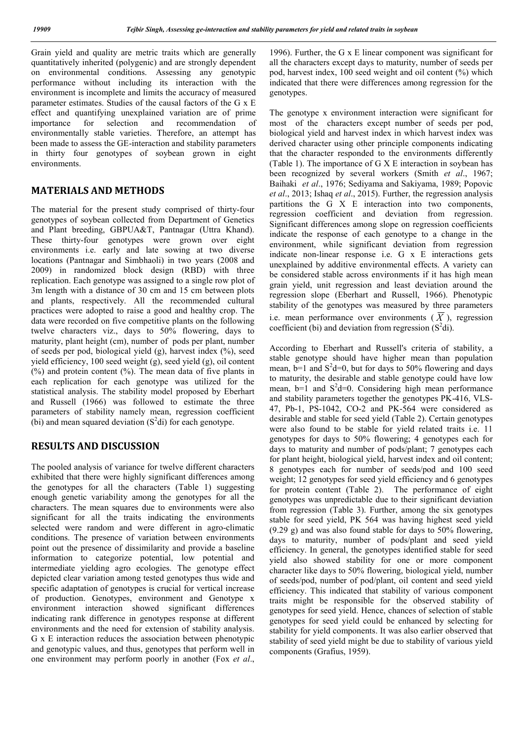Grain yield and quality are metric traits which are generally quantitatively inherited (polygenic) and are strongly dependent on environmental conditions. Assessing any genotypic performance without including its interaction with the environment is incomplete and limits the accuracy of measured parameter estimates. Studies of the causal factors of the G x E effect and quantifying unexplained variation are of prime importance for selection and recommendation of environmentally stable varieties. Therefore, an attempt has been made to assess the GE-interaction and stability parameters in thirty four genotypes of soybean grown in eight environments.

## MATERIALS AND METHODS

The material for the present study comprised of thirty-four genotypes of soybean collected from Department of Genetics and Plant breeding, GBPUA&T, Pantnagar (Uttra Khand). These thirty-four genotypes were grown over eight environments i.e. early and late sowing at two diverse locations (Pantnagar and Simbhaoli) in two years (2008 and 2009) in randomized block design (RBD) with three replication. Each genotype was assigned to a single row plot of 3m length with a distance of 30 cm and 15 cm between plots and plants, respectively. All the recommended cultural practices were adopted to raise a good and healthy crop. The data were recorded on five competitive plants on the following twelve characters viz., days to 50% flowering, days to maturity, plant height (cm), number of pods per plant, number of seeds per pod, biological yield (g), harvest index (%), seed yield efficiency, 100 seed weight (g), seed yield (g), oil content (%) and protein content (%). The mean data of five plants in each replication for each genotype was utilized for the statistical analysis. The stability model proposed by Eberhart and Russell (1966) was followed to estimate the three parameters of stability namely mean, regression coefficient (bi) and mean squared deviation ($S^2$di) for each genotype.

## RESULTS AND DISCUSSION

The pooled analysis of variance for twelve different characters exhibited that there were highly significant differences among the genotypes for all the characters (Table 1) suggesting enough genetic variability among the genotypes for all the characters. The mean squares due to environments were also significant for all the traits indicating the environments selected were random and were different in agro-climatic conditions. The presence of variation between environments point out the presence of dissimilarity and provide a baseline information to categorize potential, low potential and intermediate yielding agro ecologies. The genotype effect depicted clear variation among tested genotypes thus wide and specific adaptation of genotypes is crucial for vertical increase of production. Genotypes, environment and Genotype x environment interaction showed significant differences indicating rank difference in genotypes response at different environments and the need for extension of stability analysis. G x E interaction reduces the association between phenotypic and genotypic values, and thus, genotypes that perform well in one environment may perform poorly in another (Fox *et al*., 1996). Further, the G x E linear component was significant for all the characters except days to maturity, number of seeds per pod, harvest index, 100 seed weight and oil content (%) which indicated that there were differences among regression for the genotypes.

The genotype x environment interaction were significant for most of the characters except number of seeds per pod, biological yield and harvest index in which harvest index was derived character using other principle components indicating that the character responded to the environments differently (Table 1). The importance of G X E interaction in soybean has been recognized by several workers (Smith *et al*., 1967; Baihaki *et al*., 1976; Sediyama and Sakiyama, 1989; Popovic *et al*., 2013; Ishaq *et al*., 2015). Further, the regression analysis partitions the G X E interaction into two components, regression coefficient and deviation from regression. Significant differences among slope on regression coefficients indicate the response of each genotype to a change in the environment, while significant deviation from regression indicate non-linear response i.e. G x E interactions gets unexplained by additive environmental effects. A variety can be considered stable across environments if it has high mean grain yield, unit regression and least deviation around the regression slope (Eberhart and Russell, 1966). Phenotypic stability of the genotypes was measured by three parameters i.e. mean performance over environments ($\overline{X}$), regression coefficient (bi) and deviation from regression ($S^2$di).

According to Eberhart and Russell's criteria of stability, a stable genotype should have higher mean than population mean, b=1 and $S^2$d=0, but for days to 50% flowering and days to maturity, the desirable and stable genotype could have low mean, b=1 and $S^2$d=0. Considering high mean performance and stability parameters together the genotypes PK-416, VLS-47, Pb-1, PS-1042, CO-2 and PK-564 were considered as desirable and stable for seed yield (Table 2). Certain genotypes were also found to be stable for yield related traits i.e. 11 genotypes for days to 50% flowering; 4 genotypes each for days to maturity and number of pods/plant; 7 genotypes each for plant height, biological yield, harvest index and oil content; 8 genotypes each for number of seeds/pod and 100 seed weight; 12 genotypes for seed yield efficiency and 6 genotypes for protein content (Table 2). The performance of eight genotypes was unpredictable due to their significant deviation from regression (Table 3). Further, among the six genotypes stable for seed yield, PK 564 was having highest seed yield (9.29 g) and was also found stable for days to 50% flowering, days to maturity, number of pods/plant and seed yield efficiency. In general, the genotypes identified stable for seed yield also showed stability for one or more component character like days to 50% flowering, biological yield, number of seeds/pod, number of pod/plant, oil content and seed yield efficiency. This indicated that stability of various component traits might be responsible for the observed stability of genotypes for seed yield. Hence, chances of selection of stable genotypes for seed yield could be enhanced by selecting for stability for yield components. It was also earlier observed that stability of seed yield might be due to stability of various yield components (Grafius, 1959).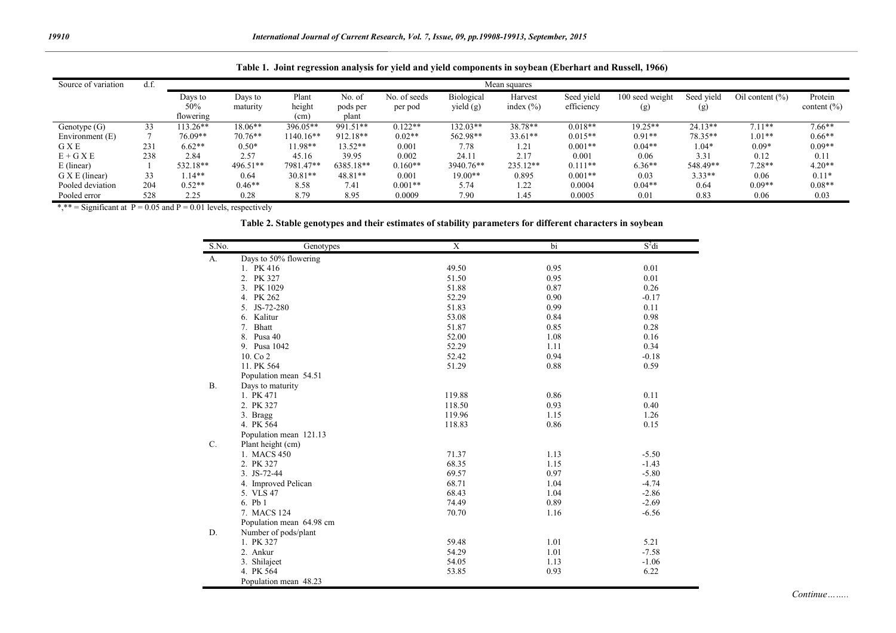**Table 1. Joint regression analysis for yield and yield components in soybean (Eberhart and Russell, 1966)**

| Source of variation | d.f. | Mean squares | | | | | | | | | | | |
|---|---|---|---|---|---|---|---|---|---|---|---|---|---|
| | | Days to 50% flowering | Days to maturity | Plant height (cm) | No. of pods per plant | No. of seeds per pod | Biological yield (g) | Harvest index (%) | Seed yield efficiency | 100 seed weight (g) | Seed yield (g) | Oil content (%) | Protein content (%) |
| Genotype (G) | 33 | 113.26** | 18.06** | 396.05** | 991.51** | 0.122** | 132.03** | 38.78** | 0.018** | 19.25** | 24.13** | 7.11** | 7.66** |
| Environment (E) | 7 | 76.09** | 70.76** | 1140.16** | 912.18** | 0.02** | 562.98** | 33.61** | 0.015** | 0.91** | 78.35** | 1.01** | 0.66** |
| G X E | 231 | 6.62** | 0.50* | 11.98** | 13.52** | 0.001 | 7.78 | 1.21 | 0.001** | 0.04** | 1.04* | 0.09* | 0.09** |
| E + G X E | 238 | 2.84 | 2.57 | 45.16 | 39.95 | 0.002 | 24.11 | 2.17 | 0.001 | 0.06 | 3.31 | 0.12 | 0.11 |
| E (linear) | 1 | 532.18** | 496.51** | 7981.47** | 6385.18** | 0.160** | 3940.76** | 235.12** | 0.111** | 6.36** | 548.49** | 7.28** | 4.20** |
| G X E (linear) | 33 | 1.14** | 0.64 | 30.81** | 48.81** | 0.001 | 19.00** | 0.895 | 0.001** | 0.03 | 3.33** | 0.06 | 0.11* |
| Pooled deviation | 204 | 0.52** | 0.46** | 8.58 | 7.41 | 0.001** | 5.74 | 1.22 | 0.0004 | 0.04** | 0.64 | 0.09** | 0.08** |
| Pooled error | 528 | 2.25 | 0.28 | 8.79 | 8.95 | 0.0009 | 7.90 | 1.45 | 0.0005 | 0.01 | 0.83 | 0.06 | 0.03 |

*,** = Significant at P = 0.05 and P = 0.01 levels, respectively

**Table 2. Stable genotypes and their estimates of stability parameters for different characters in soybean**

| S.No. | Genotypes | X | bi | $S^2di$ |
|---|---|---|---|---|
| A. | Days to 50% flowering | | | |
| | 1. PK 416 | 49.50 | 0.95 | 0.01 |
| | 2. PK 327 | 51.50 | 0.95 | 0.01 |
| | 3. PK 1029 | 51.88 | 0.87 | 0.26 |
| | 4. PK 262 | 52.29 | 0.90 | -0.17 |
| | 5. JS-72-280 | 51.83 | 0.99 | 0.11 |
| | 6. Kalitur | 53.08 | 0.84 | 0.98 |
| | 7. Bhatt | 51.87 | 0.85 | 0.28 |
| | 8. Pusa 40 | 52.00 | 1.08 | 0.16 |
| | 9. Pusa 1042 | 52.29 | 1.11 | 0.34 |
| | 10. Co 2 | 52.42 | 0.94 | -0.18 |
| | 11. PK 564 | 51.29 | 0.88 | 0.59 |
| | Population mean 54.51 | | | |
| B. | Days to maturity | | | |
| | 1. PK 471 | 119.88 | 0.86 | 0.11 |
| | 2. PK 327 | 118.50 | 0.93 | 0.40 |
| | 3. Bragg | 119.96 | 1.15 | 1.26 |
| | 4. PK 564 | 118.83 | 0.86 | 0.15 |
| | Population mean 121.13 | | | |
| C. | Plant height (cm) | | | |
| | 1. MACS 450 | 71.37 | 1.13 | -5.50 |
| | 2. PK 327 | 68.35 | 1.15 | -1.43 |
| | 3. JS-72-44 | 69.57 | 0.97 | -5.80 |
| | 4. Improved Pelican | 68.71 | 1.04 | -4.74 |
| | 5. VLS 47 | 68.43 | 1.04 | -2.86 |
| | 6. Pb 1 | 74.49 | 0.89 | -2.69 |
| | 7. MACS 124 | 70.70 | 1.16 | -6.56 |
| | Population mean 64.98 cm | | | |
| D. | Number of pods/plant | | | |
| | 1. PK 327 | 59.48 | 1.01 | 5.21 |
| | 2. Ankur | 54.29 | 1.01 | -7.58 |
| | 3. Shilajeet | 54.05 | 1.13 | -1.06 |
| | 4. PK 564 | 53.85 | 0.93 | 6.22 |
| | Population mean 48.23 | | | |

*Continue……..*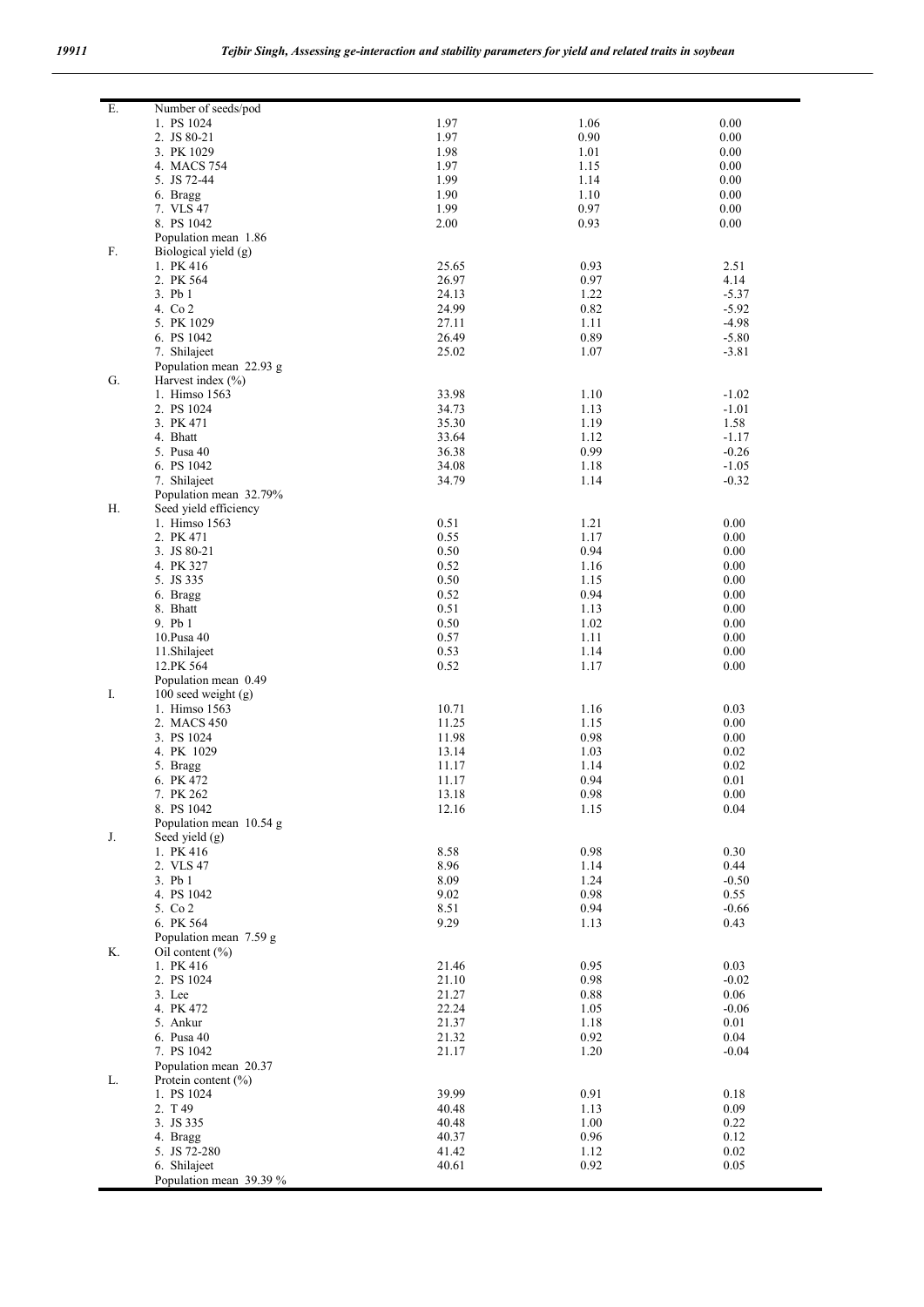| | | | | |
|---|---|---|---|---|
| E. | Number of seeds/pod | | | |
| | 1. PS 1024 | 1.97 | 1.06 | 0.00 |
| | 2. JS 80-21 | 1.97 | 0.90 | 0.00 |
| | 3. PK 1029 | 1.98 | 1.01 | 0.00 |
| | 4. MACS 754 | 1.97 | 1.15 | 0.00 |
| | 5. JS 72-44 | 1.99 | 1.14 | 0.00 |
| | 6. Bragg | 1.90 | 1.10 | 0.00 |
| | 7. VLS 47 | 1.99 | 0.97 | 0.00 |
| | 8. PS 1042 | 2.00 | 0.93 | 0.00 |
| | Population mean 1.86 | | | |
| F. | Biological yield (g) | | | |
| | 1. PK 416 | 25.65 | 0.93 | 2.51 |
| | 2. PK 564 | 26.97 | 0.97 | 4.14 |
| | 3. Pb 1 | 24.13 | 1.22 | -5.37 |
| | 4. Co 2 | 24.99 | 0.82 | -5.92 |
| | 5. PK 1029 | 27.11 | 1.11 | -4.98 |
| | 6. PS 1042 | 26.49 | 0.89 | -5.80 |
| | 7. Shilajeet | 25.02 | 1.07 | -3.81 |
| | Population mean 22.93 g | | | |
| G. | Harvest index (%) | | | |
| | 1. Himso 1563 | 33.98 | 1.10 | -1.02 |
| | 2. PS 1024 | 34.73 | 1.13 | -1.01 |
| | 3. PK 471 | 35.30 | 1.19 | 1.58 |
| | 4. Bhatt | 33.64 | 1.12 | -1.17 |
| | 5. Pusa 40 | 36.38 | 0.99 | -0.26 |
| | 6. PS 1042 | 34.08 | 1.18 | -1.05 |
| | 7. Shilajeet | 34.79 | 1.14 | -0.32 |
| | Population mean 32.79% | | | |
| H. | Seed yield efficiency | | | |
| | 1. Himso 1563 | 0.51 | 1.21 | 0.00 |
| | 2. PK 471 | 0.55 | 1.17 | 0.00 |
| | 3. JS 80-21 | 0.50 | 0.94 | 0.00 |
| | 4. PK 327 | 0.52 | 1.16 | 0.00 |
| | 5. JS 335 | 0.50 | 1.15 | 0.00 |
| | 6. Bragg | 0.52 | 0.94 | 0.00 |
| | 8. Bhatt | 0.51 | 1.13 | 0.00 |
| | 9. Pb 1 | 0.50 | 1.02 | 0.00 |
| | 10.Pusa 40 | 0.57 | 1.11 | 0.00 |
| | 11.Shilajeet | 0.53 | 1.14 | 0.00 |
| | 12.PK 564 | 0.52 | 1.17 | 0.00 |
| | Population mean 0.49 | | | |
| I. | 100 seed weight (g) | | | |
| | 1. Himso 1563 | 10.71 | 1.16 | 0.03 |
| | 2. MACS 450 | 11.25 | 1.15 | 0.00 |
| | 3. PS 1024 | 11.98 | 0.98 | 0.00 |
| | 4. PK 1029 | 13.14 | 1.03 | 0.02 |
| | 5. Bragg | 11.17 | 1.14 | 0.02 |
| | 6. PK 472 | 11.17 | 0.94 | 0.01 |
| | 7. PK 262 | 13.18 | 0.98 | 0.00 |
| | 8. PS 1042 | 12.16 | 1.15 | 0.04 |
| | Population mean 10.54 g | | | |
| J. | Seed yield (g) | | | |
| | 1. PK 416 | 8.58 | 0.98 | 0.30 |
| | 2. VLS 47 | 8.96 | 1.14 | 0.44 |
| | 3. Pb 1 | 8.09 | 1.24 | -0.50 |
| | 4. PS 1042 | 9.02 | 0.98 | 0.55 |
| | 5. Co 2 | 8.51 | 0.94 | -0.66 |
| | 6. PK 564 | 9.29 | 1.13 | 0.43 |
| | Population mean 7.59 g | | | |
| K. | Oil content (%) | | | |
| | 1. PK 416 | 21.46 | 0.95 | 0.03 |
| | 2. PS 1024 | 21.10 | 0.98 | -0.02 |
| | 3. Lee | 21.27 | 0.88 | 0.06 |
| | 4. PK 472 | 22.24 | 1.05 | -0.06 |
| | 5. Ankur | 21.37 | 1.18 | 0.01 |
| | 6. Pusa 40 | 21.32 | 0.92 | 0.04 |
| | 7. PS 1042 | 21.17 | 1.20 | -0.04 |
| | Population mean 20.37 | | | |
| L. | Protein content (%) | | | |
| | 1. PS 1024 | 39.99 | 0.91 | 0.18 |
| | 2. T 49 | 40.48 | 1.13 | 0.09 |
| | 3. JS 335 | 40.48 | 1.00 | 0.22 |
| | 4. Bragg | 40.37 | 0.96 | 0.12 |
| | 5. JS 72-280 | 41.42 | 1.12 | 0.02 |
| | 6. Shilajeet | 40.61 | 0.92 | 0.05 |
| | Population mean 39.39 % | | | |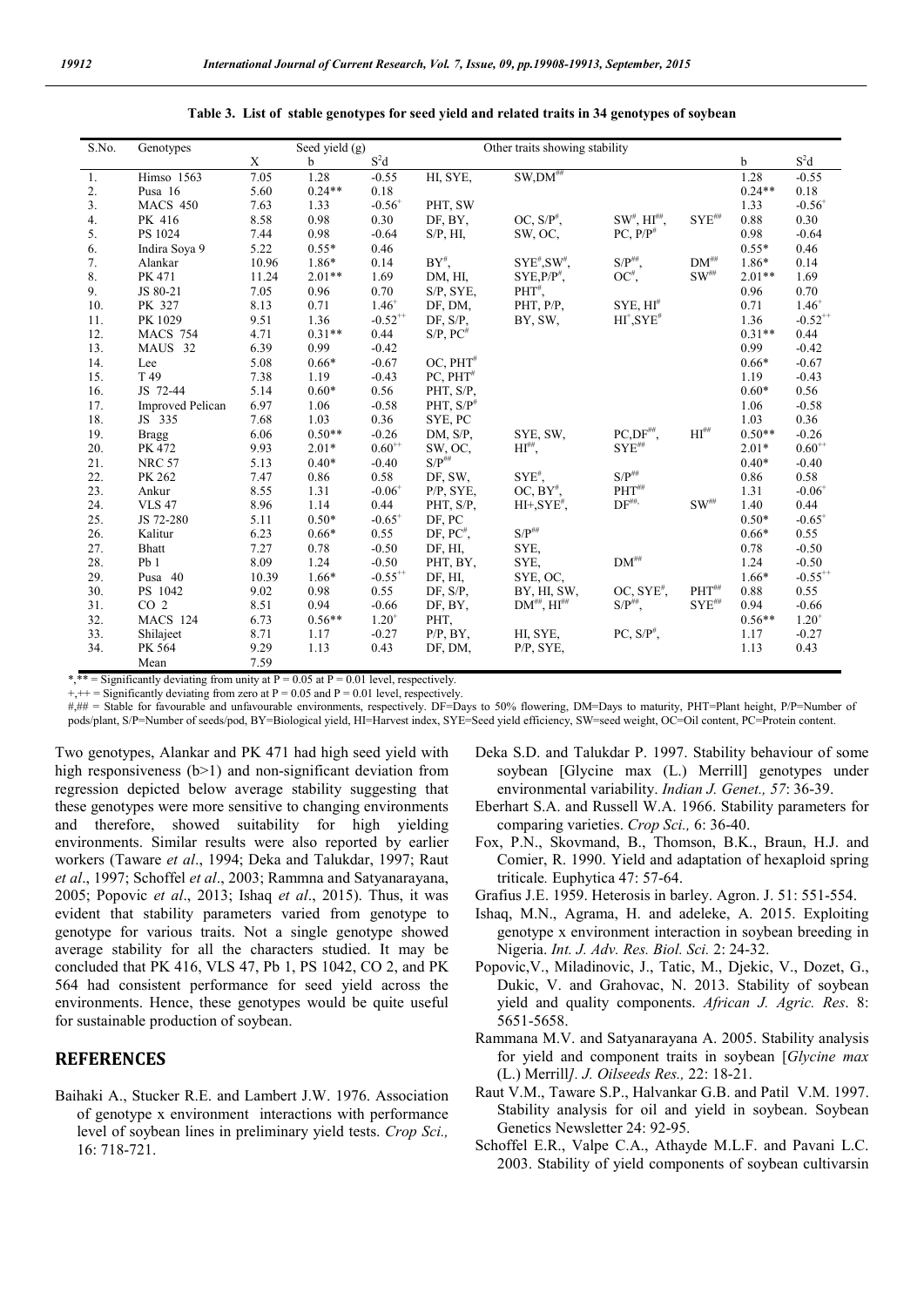**Table 3. List of stable genotypes for seed yield and related traits in 34 genotypes of soybean**

| S.No. | Genotypes | Seed yield (g) | | | Other traits showing stability | | | | | |
|---|---|---|---|---|---|---|---|---|---|---|
| | | X | b | $S^2d$ | | | | | b | $S^2d$ |
| 1. | Himso 1563 | 7.05 | 1.28 | -0.55 | HI, SYE, | SW,DM## | | | 1.28 | -0.55 |
| 2. | Pusa 16 | 5.60 | 0.24** | 0.18 | | | | | 0.24** | 0.18 |
| 3. | MACS 450 | 7.63 | 1.33 | -0.56+ | PHT, SW | | | | 1.33 | -0.56+ |
| 4. | PK 416 | 8.58 | 0.98 | 0.30 | DF, BY, | OC, S/P#, | SW#, HI##, | SYE## | 0.88 | 0.30 |
| 5. | PS 1024 | 7.44 | 0.98 | -0.64 | S/P, HI, | SW, OC, | PC, P/P# | | 0.98 | -0.64 |
| 6. | Indira Soya 9 | 5.22 | 0.55* | 0.46 | | | | | 0.55* | 0.46 |
| 7. | Alankar | 10.96 | 1.86* | 0.14 | BY#, | SYE#,SW#, | S/P##, | DM## | 1.86* | 0.14 |
| 8. | PK 471 | 11.24 | 2.01** | 1.69 | DM, HI, | SYE,P/P#, | OC#, | SW## | 2.01** | 1.69 |
| 9. | JS 80-21 | 7.05 | 0.96 | 0.70 | S/P, SYE, | PHT#, | | | 0.96 | 0.70 |
| 10. | PK 327 | 8.13 | 0.71 | 1.46+ | DF, DM, | PHT, P/P, | SYE, HI# | | 0.71 | 1.46+ |
| 11. | PK 1029 | 9.51 | 1.36 | -0.52++ | DF, S/P, | BY, SW, | HI+,SYE# | | 1.36 | -0.52++ |
| 12. | MACS 754 | 4.71 | 0.31** | 0.44 | S/P, PC# | | | | 0.31** | 0.44 |
| 13. | MAUS 32 | 6.39 | 0.99 | -0.42 | | | | | 0.99 | -0.42 |
| 14. | Lee | 5.08 | 0.66* | -0.67 | OC, PHT# | | | | 0.66* | -0.67 |
| 15. | T 49 | 7.38 | 1.19 | -0.43 | PC, PHT# | | | | 1.19 | -0.43 |
| 16. | JS 72-44 | 5.14 | 0.60* | 0.56 | PHT, S/P, | | | | 0.60* | 0.56 |
| 17. | Improved Pelican | 6.97 | 1.06 | -0.58 | PHT, S/P# | | | | 1.06 | -0.58 |
| 18. | JS 335 | 7.68 | 1.03 | 0.36 | SYE, PC | | | | 1.03 | 0.36 |
| 19. | Bragg | 6.06 | 0.50** | -0.26 | DM, S/P, | SYE, SW, | PC,DF##, | HI## | 0.50** | -0.26 |
| 20. | PK 472 | 9.93 | 2.01* | 0.60++ | SW, OC, | HI##, | SYE## | | 2.01* | 0.60++ |
| 21. | NRC 57 | 5.13 | 0.40* | -0.40 | S/P## | | | | 0.40* | -0.40 |
| 22. | PK 262 | 7.47 | 0.86 | 0.58 | DF, SW, | SYE#, | S/P## | | 0.86 | 0.58 |
| 23. | Ankur | 8.55 | 1.31 | -0.06+ | P/P, SYE, | OC, BY#, | PHT## | | 1.31 | -0.06+ |
| 24. | VLS 47 | 8.96 | 1.14 | 0.44 | PHT, S/P, | HI+,SYE#, | DF##, | SW## | 1.40 | 0.44 |
| 25. | JS 72-280 | 5.11 | 0.50* | -0.65+ | DF, PC | | | | 0.50* | -0.65+ |
| 26. | Kalitur | 6.23 | 0.66* | 0.55 | DF, PC#, | S/P## | | | 0.66* | 0.55 |
| 27. | Bhatt | 7.27 | 0.78 | -0.50 | DF, HI, | SYE, | | | 0.78 | -0.50 |
| 28. | Pb 1 | 8.09 | 1.24 | -0.50 | PHT, BY, | SYE, | DM## | | 1.24 | -0.50 |
| 29. | Pusa 40 | 10.39 | 1.66* | -0.55++ | DF, HI, | SYE, OC, | | | 1.66* | -0.55++ |
| 30. | PS 1042 | 9.02 | 0.98 | 0.55 | DF, S/P, | BY, HI, SW, | OC, SYE#, | PHT## | 0.88 | 0.55 |
| 31. | CO 2 | 8.51 | 0.94 | -0.66 | DF, BY, | DM##, HI## | S/P##, | SYE## | 0.94 | -0.66 |
| 32. | MACS 124 | 6.73 | 0.56** | 1.20+ | PHT, | | | | 0.56** | 1.20+ |
| 33. | Shilajeet | 8.71 | 1.17 | -0.27 | P/P, BY, | HI, SYE, | PC, S/P#, | | 1.17 | -0.27 |
| 34. | PK 564 | 9.29 | 1.13 | 0.43 | DF, DM, | P/P, SYE, | | | 1.13 | 0.43 |
| | Mean | 7.59 | | | | | | | | |

*,** = Significantly deviating from unity at P = 0.05 at P = 0.01 level, respectively.

+,++ = Significantly deviating from zero at P = 0.05 and P = 0.01 level, respectively.

#,## = Stable for favourable and unfavourable environments, respectively. DF=Days to 50% flowering, DM=Days to maturity, PHT=Plant height, P/P=Number of pods/plant, S/P=Number of seeds/pod, BY=Biological yield, HI=Harvest index, SYE=Seed yield efficiency, SW=seed weight, OC=Oil content, PC=Protein content.

Two genotypes, Alankar and PK 471 had high seed yield with high responsiveness (b>1) and non-significant deviation from regression depicted below average stability suggesting that these genotypes were more sensitive to changing environments and therefore, showed suitability for high yielding environments. Similar results were also reported by earlier workers (Taware *et al*., 1994; Deka and Talukdar, 1997; Raut *et al*., 1997; Schoffel *et al*., 2003; Rammna and Satyanarayana, 2005; Popovic *et al*., 2013; Ishaq *et al*., 2015). Thus, it was evident that stability parameters varied from genotype to genotype for various traits. Not a single genotype showed average stability for all the characters studied. It may be concluded that PK 416, VLS 47, Pb 1, PS 1042, CO 2, and PK 564 had consistent performance for seed yield across the environments. Hence, these genotypes would be quite useful for sustainable production of soybean.

## REFERENCES

Baihaki A., Stucker R.E. and Lambert J.W. 1976. Association of genotype x environment interactions with performance level of soybean lines in preliminary yield tests. *Crop Sci.,* 16: 718-721.

Deka S.D. and Talukdar P. 1997. Stability behaviour of some soybean [Glycine max (L.) Merrill] genotypes under environmental variability. *Indian J. Genet., 57*: 36-39.

Eberhart S.A. and Russell W.A. 1966. Stability parameters for comparing varieties. *Crop Sci.,* 6: 36-40.

Fox, P.N., Skovmand, B., Thomson, B.K., Braun, H.J. and Comier, R. 1990. Yield and adaptation of hexaploid spring triticale*.* Euphytica 47: 57-64.

Grafius J.E. 1959. Heterosis in barley. Agron. J. 51: 551-554.

Ishaq, M.N., Agrama, H. and adeleke, A. 2015. Exploiting genotype x environment interaction in soybean breeding in Nigeria. *Int. J. Adv. Res. Biol. Sci.* 2: 24-32.

Popovic,V., Miladinovic, J., Tatic, M., Djekic, V., Dozet, G., Dukic, V. and Grahovac, N. 2013. Stability of soybean yield and quality components. *African J. Agric. Res*. 8: 5651-5658.

Rammana M.V. and Satyanarayana A. 2005. Stability analysis for yield and component traits in soybean [*Glycine max* (L.) Merrill*]. J. Oilseeds Res.,* 22: 18-21.

Raut V.M., Taware S.P., Halvankar G.B. and Patil V.M. 1997. Stability analysis for oil and yield in soybean. Soybean Genetics Newsletter 24: 92-95.

Schoffel E.R., Valpe C.A., Athayde M.L.F. and Pavani L.C. 2003. Stability of yield components of soybean cultivarsin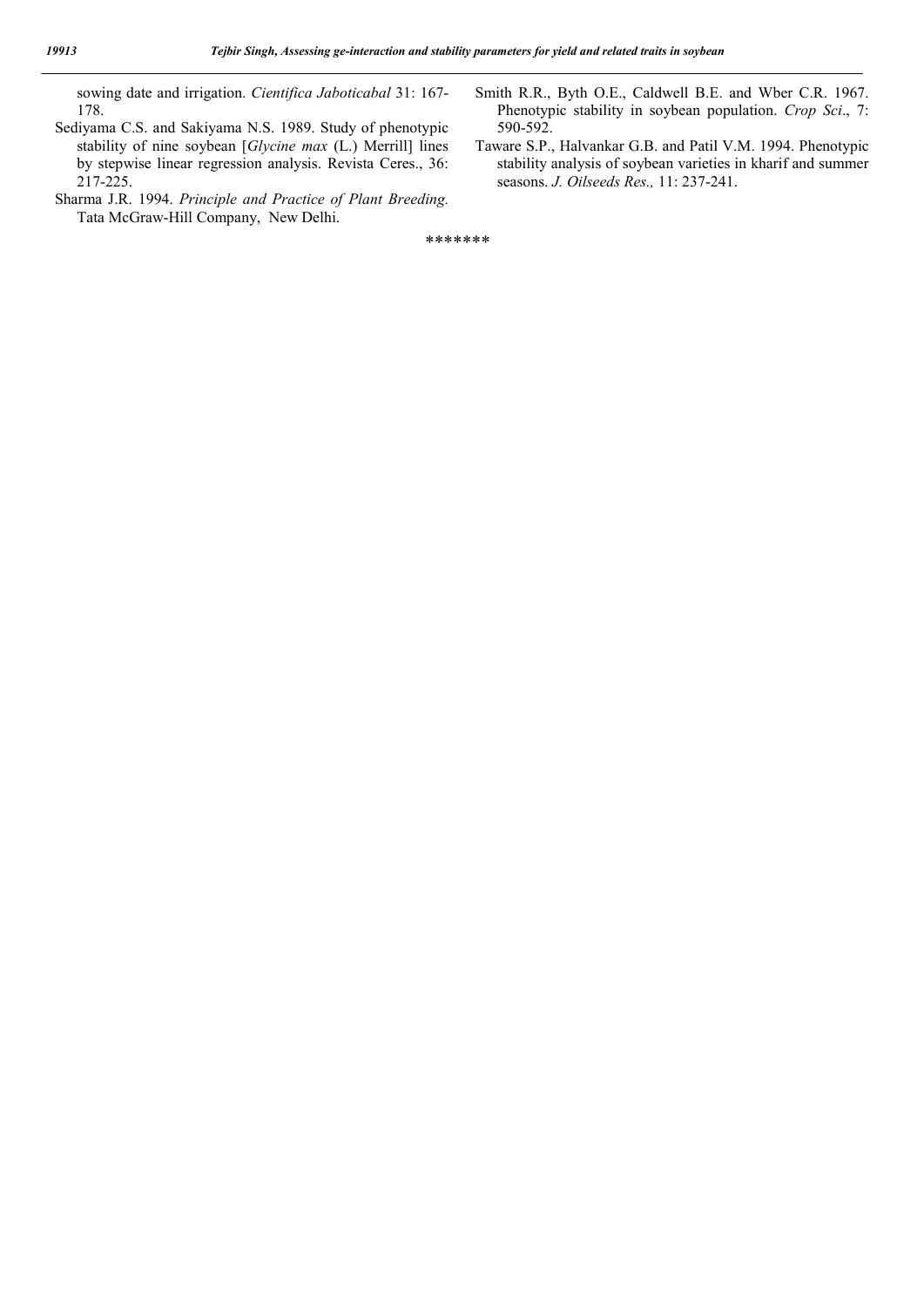sowing date and irrigation. *Cientifica Jaboticabal* 31: 167-178.

Sediyama C.S. and Sakiyama N.S. 1989. Study of phenotypic stability of nine soybean [*Glycine max* (L.) Merrill] lines by stepwise linear regression analysis. Revista Ceres., 36: 217-225.

Sharma J.R. 1994. *Principle and Practice of Plant Breeding.* Tata McGraw-Hill Company, New Delhi.

Smith R.R., Byth O.E., Caldwell B.E. and Wber C.R. 1967. Phenotypic stability in soybean population. *Crop Sci*., 7: 590-592.

Taware S.P., Halvankar G.B. and Patil V.M. 1994. Phenotypic stability analysis of soybean varieties in kharif and summer seasons. *J. Oilseeds Res.,* 11: 237-241.

*******